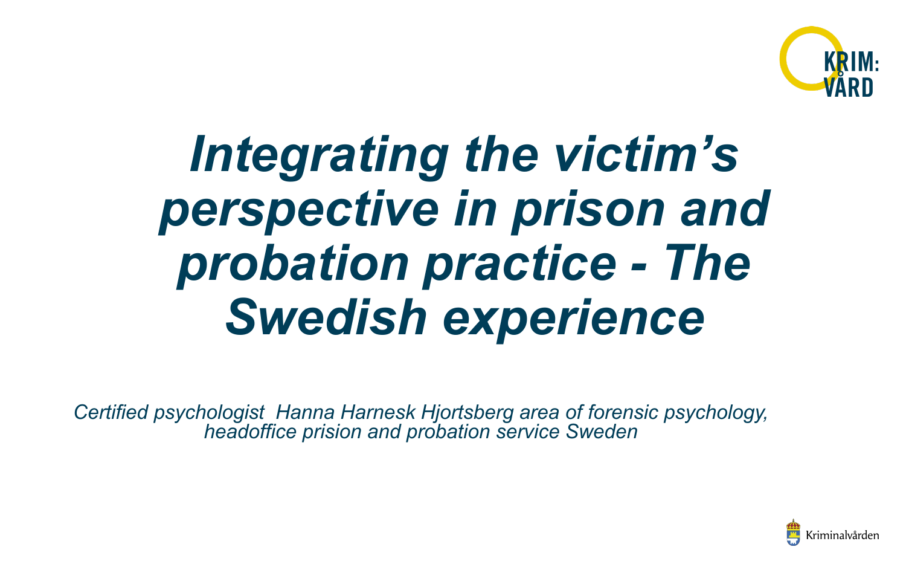# *Integrating the victim's perspective in prison and probation practice - The Swedish experience*

*Certified psychologist Hanna Harnesk Hjortsberg area of forensic psychology, headoffice prision and probation service Sweden*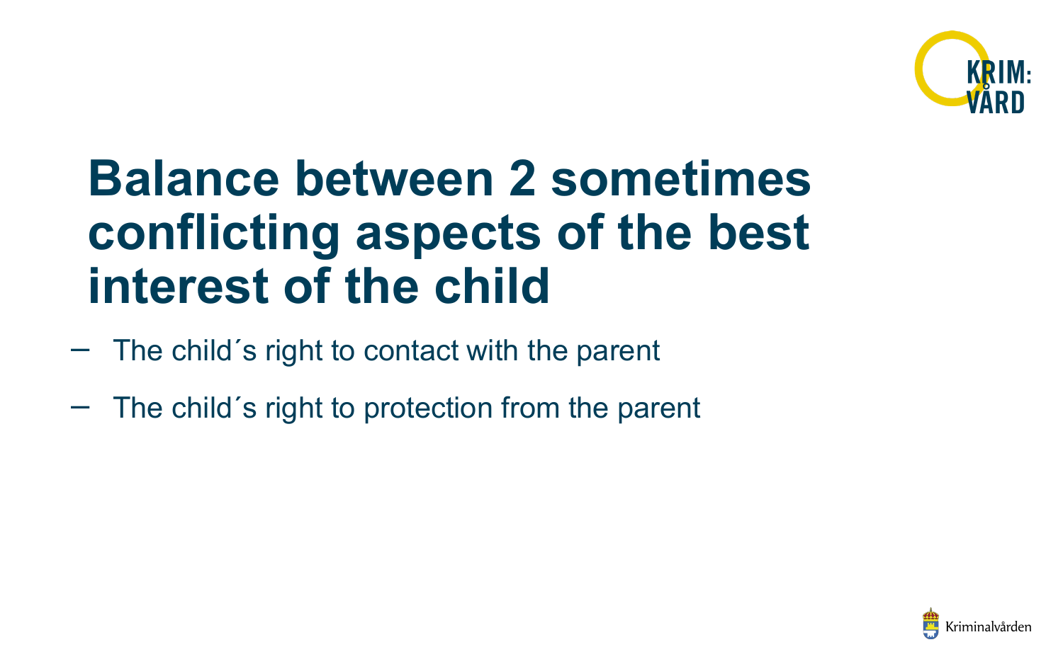# Balance between 2 sometimes conflicting aspects of the best interest of the child

- The child´s right to contact with the parent
- The child´s right to protection from the parent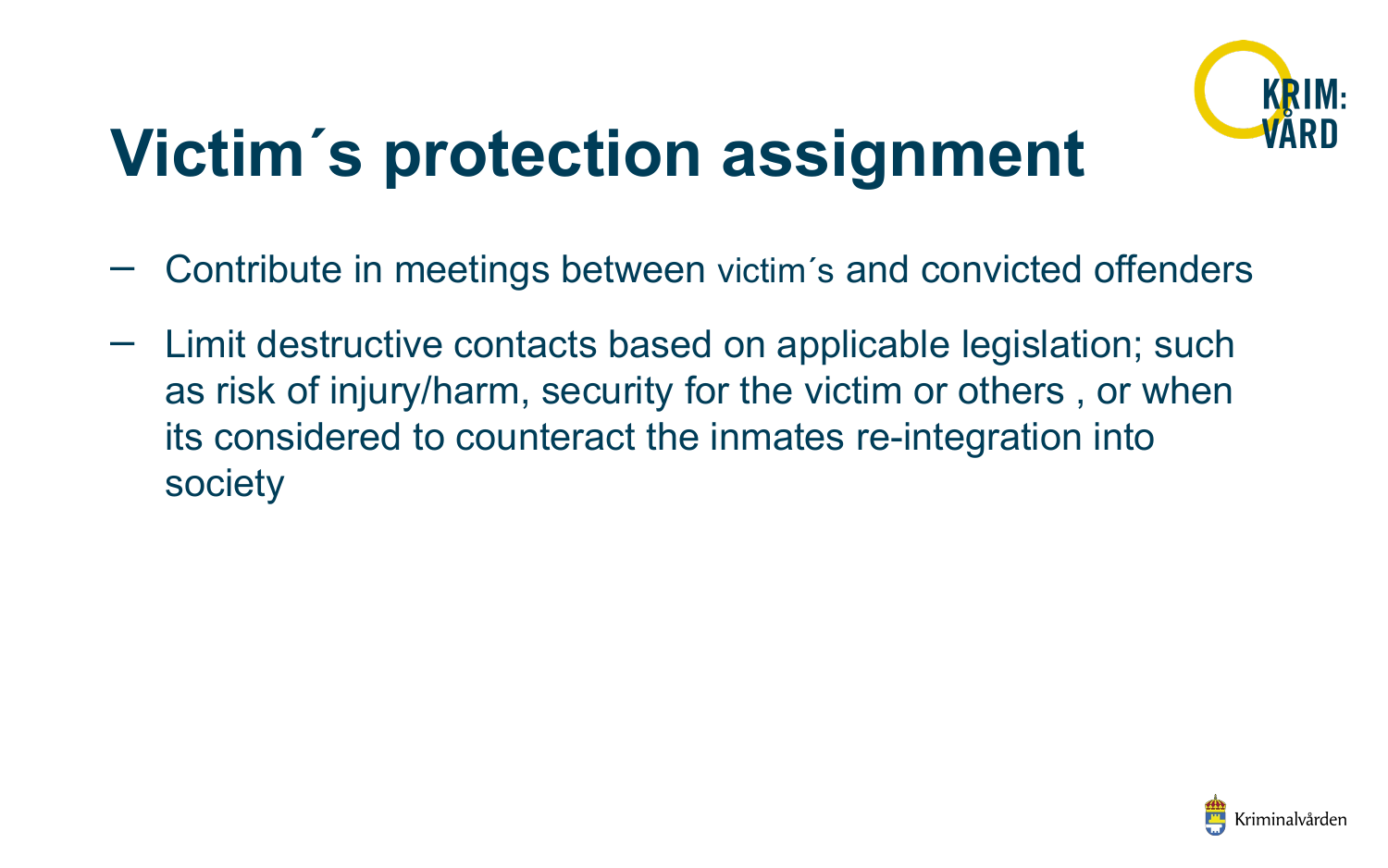# Victim´s protection assignment

- Contribute in meetings between victim´s and convicted offenders
- Limit destructive contacts based on applicable legislation; such as risk of injury/harm, security for the victim or others , or when its considered to counteract the inmates re-integration into society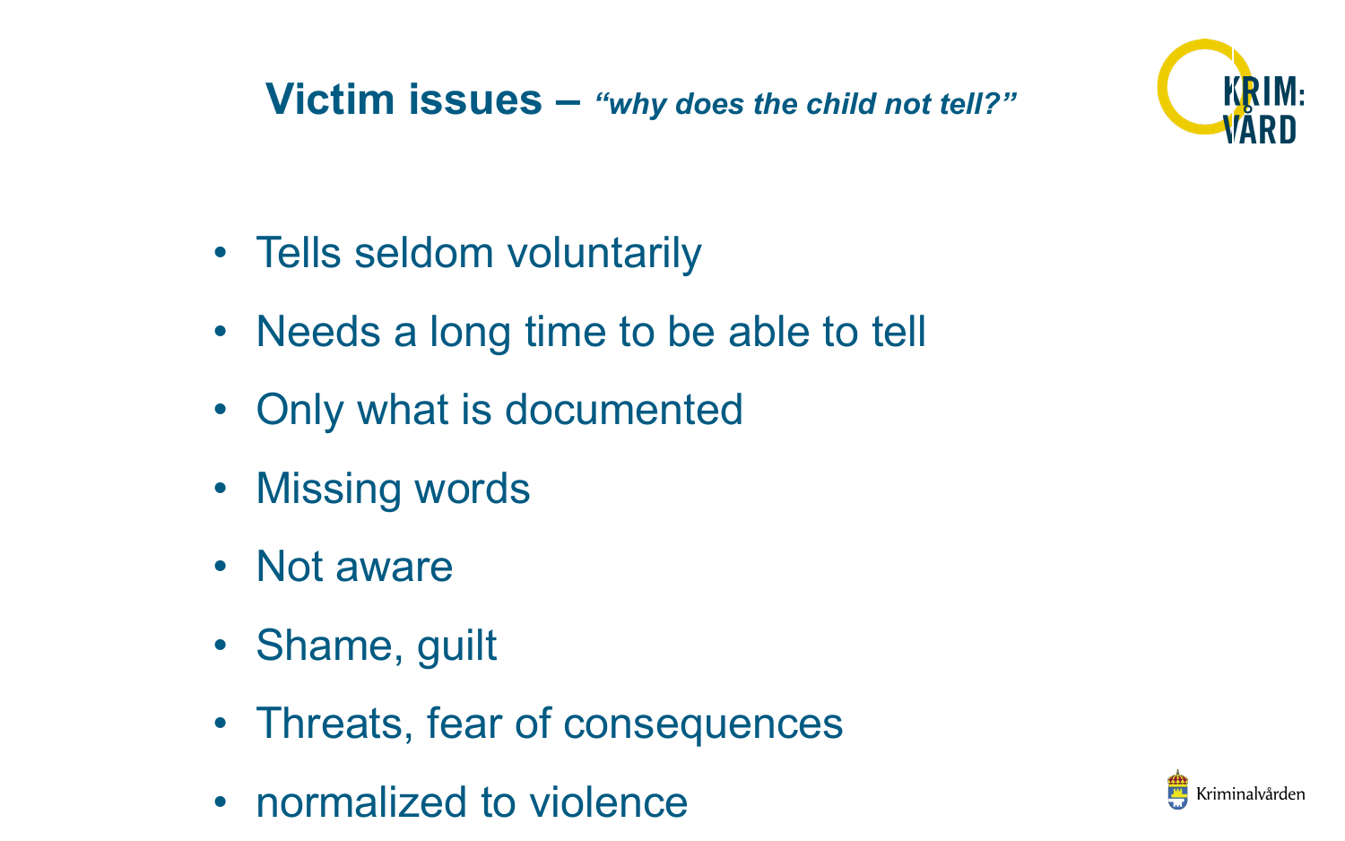# Victim issues – *"why does the child not tell?"*

- Tells seldom voluntarily
- Needs a long time to be able to tell
- Only what is documented
- Missing words
- Not aware
- Shame, guilt
- Threats, fear of consequences
- normalized to violence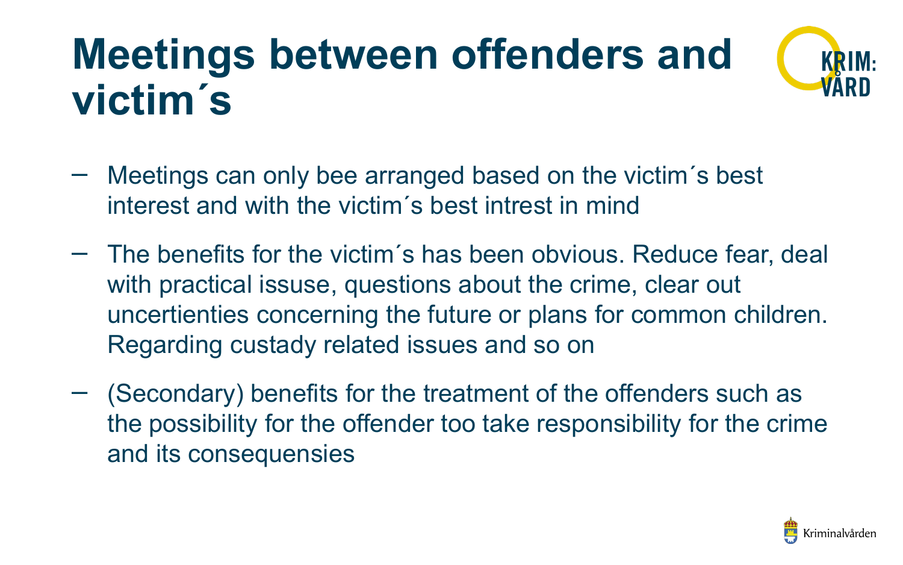# Meetings between offenders and victim´s

- Meetings can only bee arranged based on the victim´s best interest and with the victim´s best intrest in mind
- The benefits for the victim´s has been obvious. Reduce fear, deal with practical issuse, questions about the crime, clear out uncertienties concerning the future or plans for common children. Regarding custady related issues and so on
- (Secondary) benefits for the treatment of the offenders such as the possibility for the offender too take responsibility for the crime and its consequensies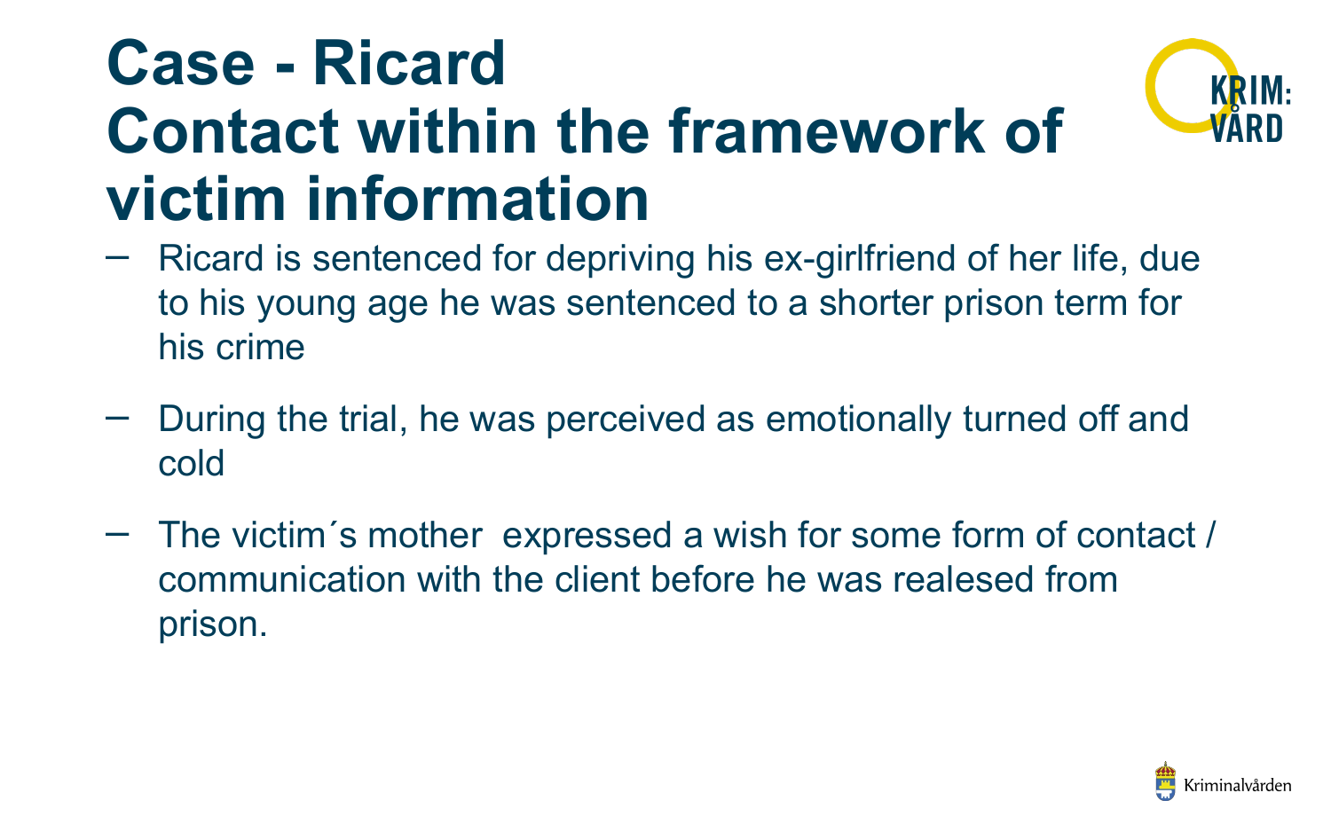# Case - Ricard
# Contact within the framework of victim information

- Ricard is sentenced for depriving his ex-girlfriend of her life, due to his young age he was sentenced to a shorter prison term for his crime

- During the trial, he was perceived as emotionally turned off and cold

- The victim´s mother  expressed a wish for some form of contact / communication with the client before he was realesed from prison.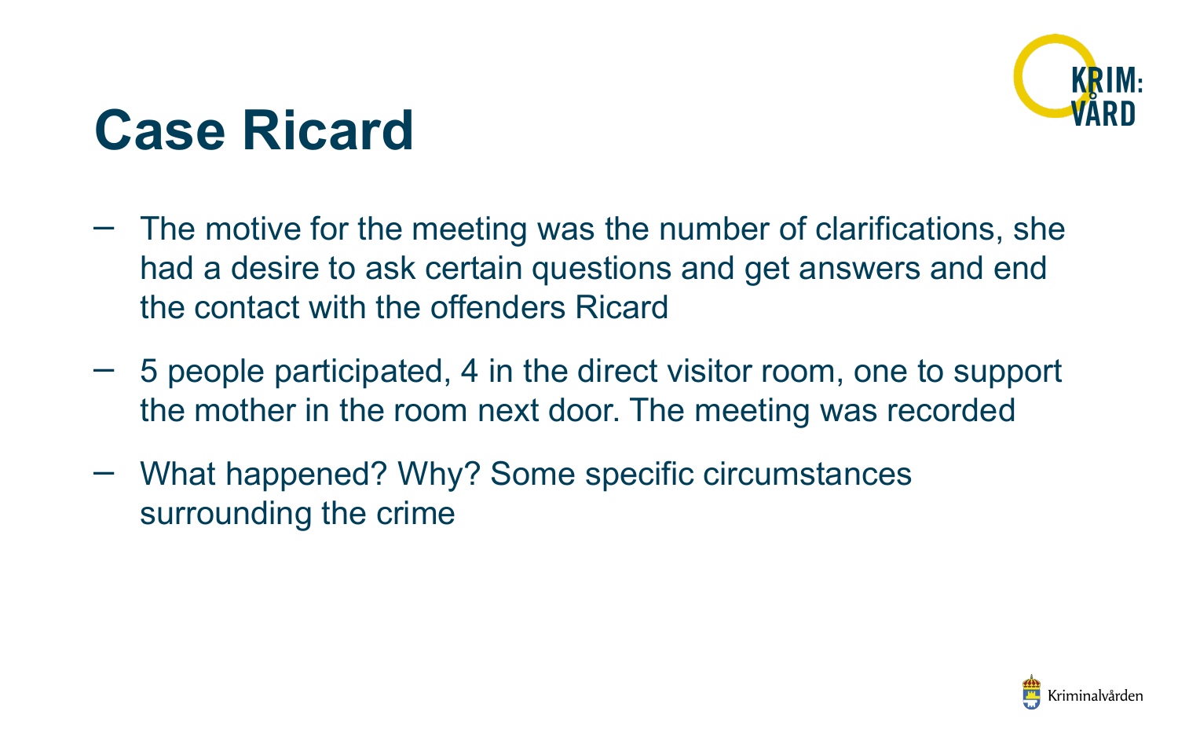# Case Ricard

- The motive for the meeting was the number of clarifications, she had a desire to ask certain questions and get answers and end the contact with the offenders Ricard
- 5 people participated, 4 in the direct visitor room, one to support the mother in the room next door. The meeting was recorded
- What happened? Why? Some specific circumstances surrounding the crime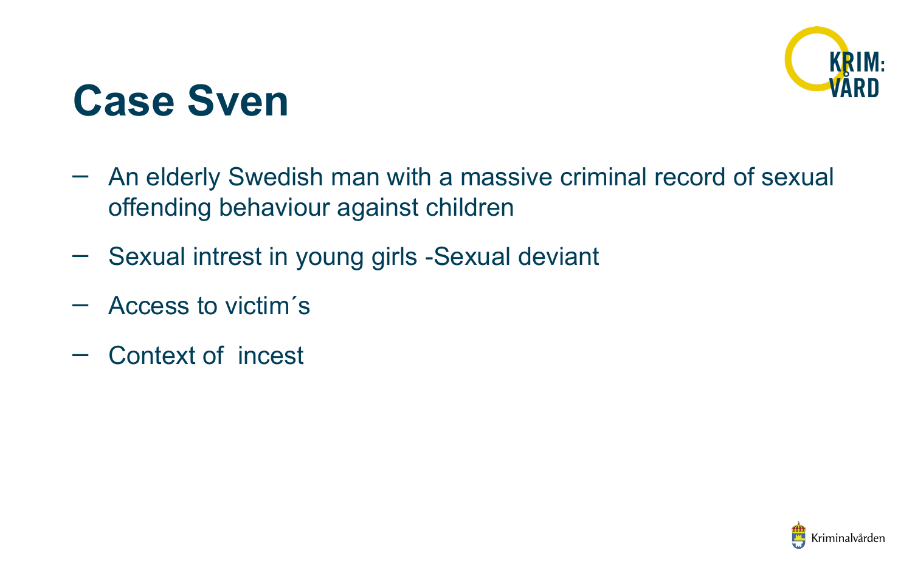# Case Sven

- An elderly Swedish man with a massive criminal record of sexual offending behaviour against children
- Sexual intrest in young girls -Sexual deviant
- Access to victim´s
- Context of incest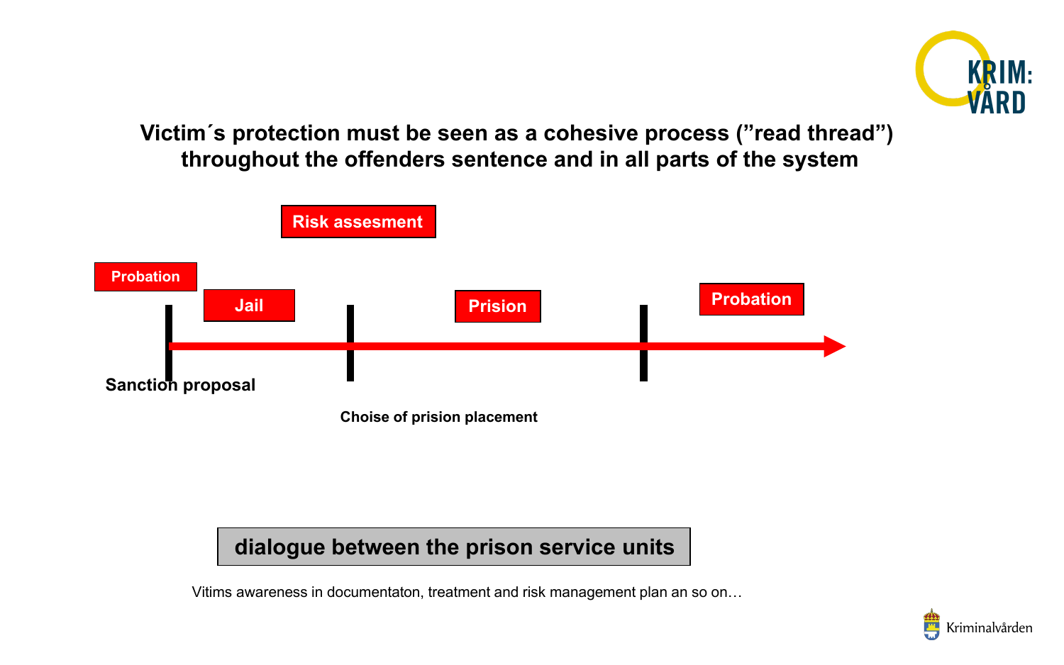## Victim´s protection must be seen as a cohesive process (”read thread”) throughout the offenders sentence and in all parts of the system

Risk assesment

Probation

Jail

Prision

Probation

Sanction proposal

Choise of prision placement

**dialogue between the prison service units**

Vitims awareness in documentaton, treatment and risk management plan an so on…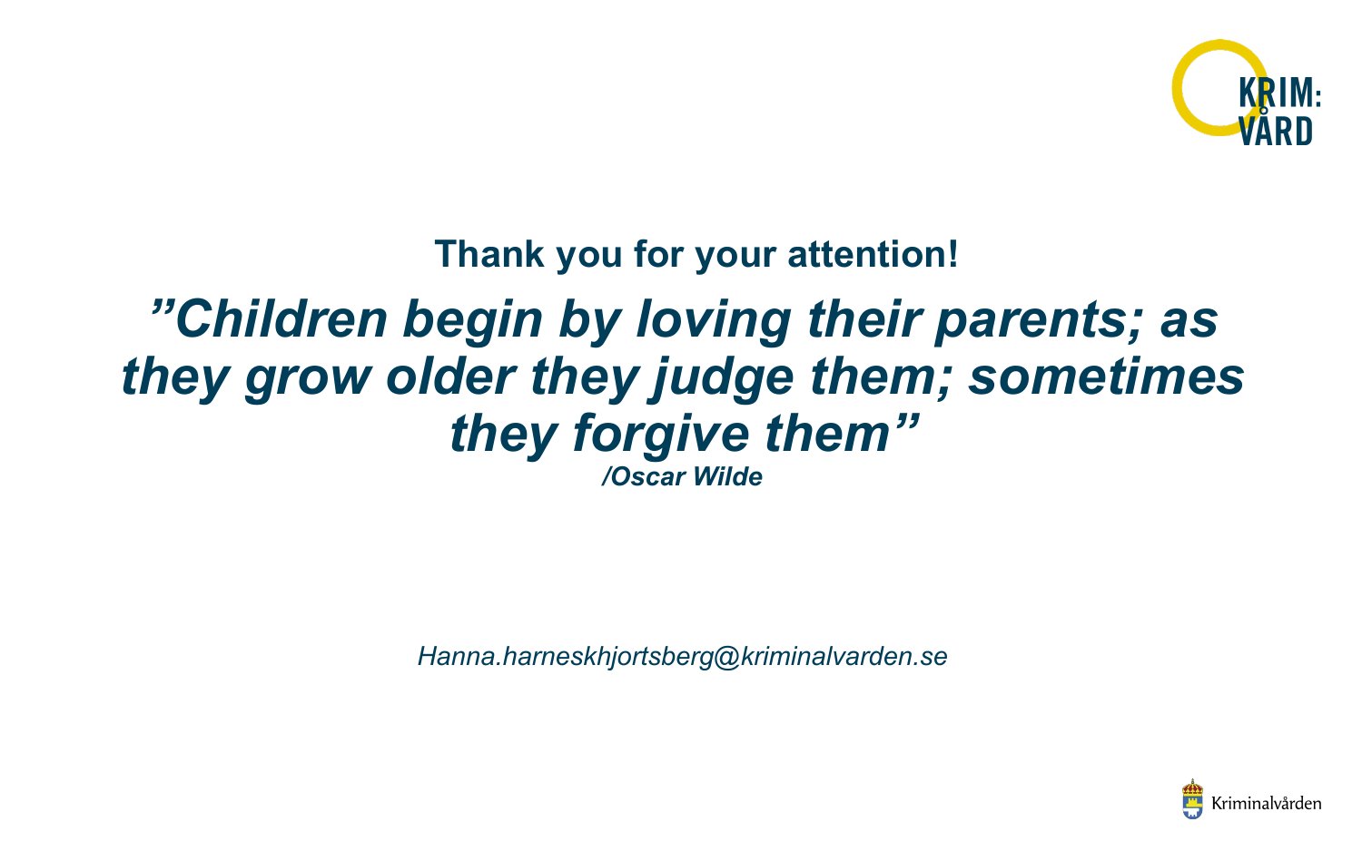**Thank you for your attention!**

***”Children begin by loving their parents; as they grow older they judge them; sometimes they forgive them”***

***/Oscar Wilde***

*Hanna.harneskhjortsberg@kriminalvarden.se*